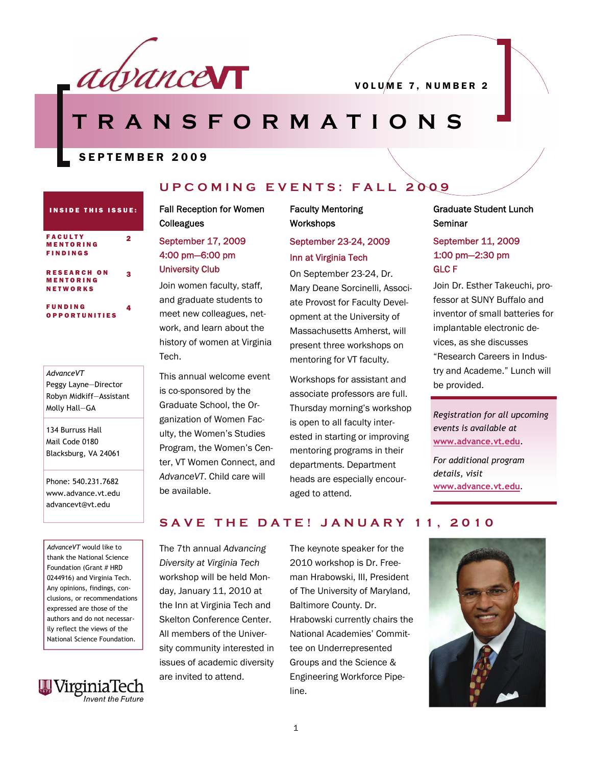# advanceVT

# TRANSFORMATIONS

**VOLUME 7, NUMBER 2**

**SEPTEMBER 2009**

**INSIDE THIS ISSUE:**

- FACULTY MENTORING FINDINGS — 2
- RESEARCH ON MENTORING NETWORKS — 3
- FUNDING OPPORTUNITIES — 4

*AdvanceVT*
Peggy Layne—Director
Robyn Midkiff—Assistant
Molly Hall—GA

134 Burruss Hall
Mail Code 0180
Blacksburg, VA 24061

Phone: 540.231.7682
www.advance.vt.edu
advancevt@vt.edu

*AdvanceVT* would like to thank the National Science Foundation (Grant # HRD 0244916) and Virginia Tech. Any opinions, findings, conclusions, or recommendations expressed are those of the authors and do not necessarily reflect the views of the National Science Foundation.

Virginia Tech — *Invent the Future*

## UPCOMING EVENTS: FALL 2009

### Fall Reception for Women Colleagues

September 17, 2009
4:00 pm—6:00 pm
University Club

Join women faculty, staff, and graduate students to meet new colleagues, network, and learn about the history of women at Virginia Tech.

This annual welcome event is co-sponsored by the Graduate School, the Organization of Women Faculty, the Women's Studies Program, the Women's Center, VT Women Connect, and *AdvanceVT*. Child care will be available.

### Faculty Mentoring Workshops

September 23-24, 2009
Inn at Virginia Tech

On September 23-24, Dr. Mary Deane Sorcinelli, Associate Provost for Faculty Development at the University of Massachusetts Amherst, will present three workshops on mentoring for VT faculty.

Workshops for assistant and associate professors are full. Thursday morning's workshop is open to all faculty interested in starting or improving mentoring programs in their departments. Department heads are especially encouraged to attend.

### Graduate Student Lunch Seminar

September 11, 2009
1:00 pm—2:30 pm
GLC F

Join Dr. Esther Takeuchi, professor at SUNY Buffalo and inventor of small batteries for implantable electronic devices, as she discusses "Research Careers in Industry and Academe." Lunch will be provided.

*Registration for all upcoming events is available at* www.advance.vt.edu.

*For additional program details, visit* www.advance.vt.edu.

## SAVE THE DATE! JANUARY 11, 2010

The 7th annual *Advancing Diversity at Virginia Tech* workshop will be held Monday, January 11, 2010 at the Inn at Virginia Tech and Skelton Conference Center. All members of the University community interested in issues of academic diversity are invited to attend.

The keynote speaker for the 2010 workshop is Dr. Freeman Hrabowski, III, President of The University of Maryland, Baltimore County. Dr. Hrabowski currently chairs the National Academies' Committee on Underrepresented Groups and the Science & Engineering Workforce Pipeline.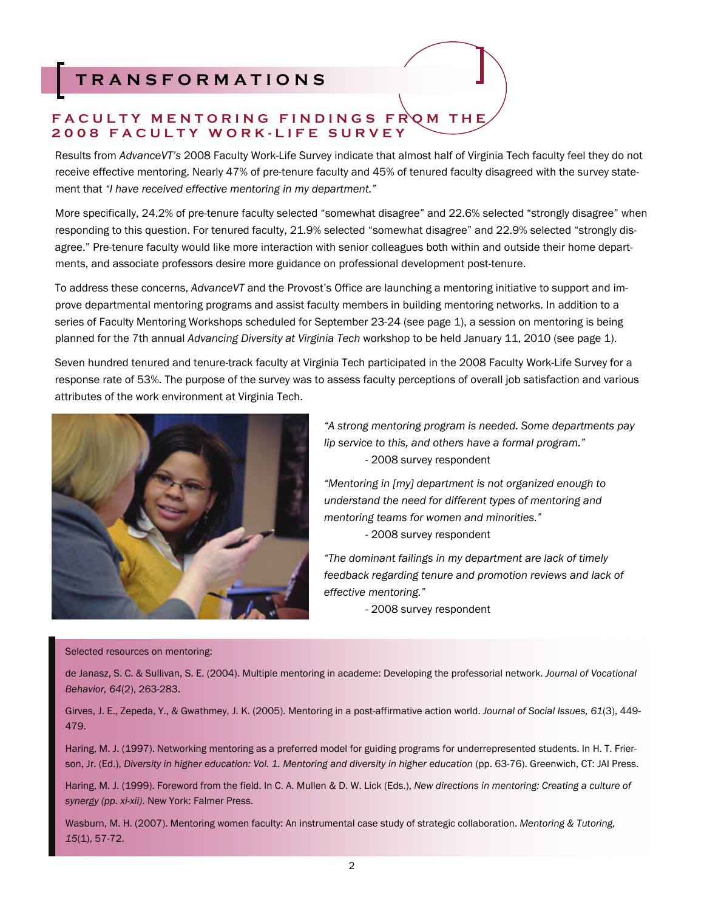# TRANSFORMATIONS

## FACULTY MENTORING FINDINGS FROM THE 2008 FACULTY WORK-LIFE SURVEY

Results from *AdvanceVT's* 2008 Faculty Work-Life Survey indicate that almost half of Virginia Tech faculty feel they do not receive effective mentoring. Nearly 47% of pre-tenure faculty and 45% of tenured faculty disagreed with the survey statement that *"I have received effective mentoring in my department."*

More specifically, 24.2% of pre-tenure faculty selected "somewhat disagree" and 22.6% selected "strongly disagree" when responding to this question. For tenured faculty, 21.9% selected "somewhat disagree" and 22.9% selected "strongly disagree." Pre-tenure faculty would like more interaction with senior colleagues both within and outside their home departments, and associate professors desire more guidance on professional development post-tenure.

To address these concerns, *AdvanceVT* and the Provost's Office are launching a mentoring initiative to support and improve departmental mentoring programs and assist faculty members in building mentoring networks. In addition to a series of Faculty Mentoring Workshops scheduled for September 23-24 (see page 1), a session on mentoring is being planned for the 7th annual *Advancing Diversity at Virginia Tech* workshop to be held January 11, 2010 (see page 1).

Seven hundred tenured and tenure-track faculty at Virginia Tech participated in the 2008 Faculty Work-Life Survey for a response rate of 53%. The purpose of the survey was to assess faculty perceptions of overall job satisfaction and various attributes of the work environment at Virginia Tech.

*"A strong mentoring program is needed. Some departments pay lip service to this, and others have a formal program."*
- 2008 survey respondent

*"Mentoring in [my] department is not organized enough to understand the need for different types of mentoring and mentoring teams for women and minorities."*
- 2008 survey respondent

*"The dominant failings in my department are lack of timely feedback regarding tenure and promotion reviews and lack of effective mentoring."*
- 2008 survey respondent

Selected resources on mentoring:

de Janasz, S. C. & Sullivan, S. E. (2004). Multiple mentoring in academe: Developing the professorial network. *Journal of Vocational Behavior, 64*(2), 263-283.

Girves, J. E., Zepeda, Y., & Gwathmey, J. K. (2005). Mentoring in a post-affirmative action world. *Journal of Social Issues, 61*(3), 449-479.

Haring, M. J. (1997). Networking mentoring as a preferred model for guiding programs for underrepresented students. In H. T. Frierson, Jr. (Ed.), *Diversity in higher education: Vol. 1. Mentoring and diversity in higher education* (pp. 63-76). Greenwich, CT: JAI Press.

Haring, M. J. (1999). Foreword from the field. In C. A. Mullen & D. W. Lick (Eds.), *New directions in mentoring: Creating a culture of synergy (pp. xi-xii).* New York: Falmer Press.

Wasburn, M. H. (2007). Mentoring women faculty: An instrumental case study of strategic collaboration. *Mentoring & Tutoring, 15*(1), 57-72.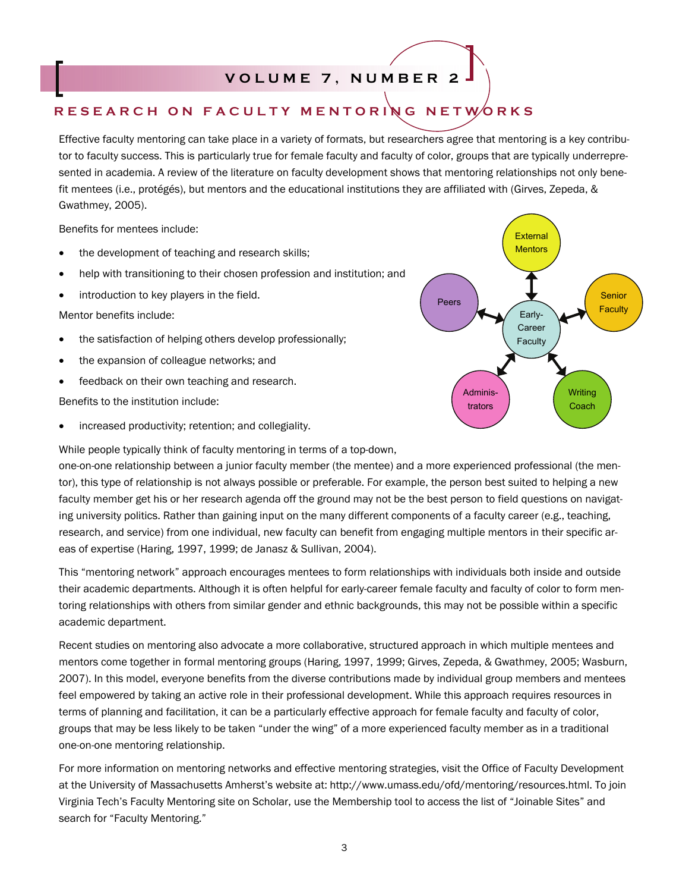## RESEARCH ON FACULTY MENTORING NETWORKS

Effective faculty mentoring can take place in a variety of formats, but researchers agree that mentoring is a key contributor to faculty success. This is particularly true for female faculty and faculty of color, groups that are typically underrepresented in academia. A review of the literature on faculty development shows that mentoring relationships not only benefit mentees (i.e., protégés), but mentors and the educational institutions they are affiliated with (Girves, Zepeda, & Gwathmey, 2005).

Benefits for mentees include:

- the development of teaching and research skills;
- help with transitioning to their chosen profession and institution; and
- introduction to key players in the field.

Mentor benefits include:

- the satisfaction of helping others develop professionally;
- the expansion of colleague networks; and
- feedback on their own teaching and research.

Benefits to the institution include:

- increased productivity; retention; and collegiality.

While people typically think of faculty mentoring in terms of a top-down, one-on-one relationship between a junior faculty member (the mentee) and a more experienced professional (the mentor), this type of relationship is not always possible or preferable. For example, the person best suited to helping a new faculty member get his or her research agenda off the ground may not be the best person to field questions on navigating university politics. Rather than gaining input on the many different components of a faculty career (e.g., teaching, research, and service) from one individual, new faculty can benefit from engaging multiple mentors in their specific areas of expertise (Haring, 1997, 1999; de Janasz & Sullivan, 2004).

This "mentoring network" approach encourages mentees to form relationships with individuals both inside and outside their academic departments. Although it is often helpful for early-career female faculty and faculty of color to form mentoring relationships with others from similar gender and ethnic backgrounds, this may not be possible within a specific academic department.

Recent studies on mentoring also advocate a more collaborative, structured approach in which multiple mentees and mentors come together in formal mentoring groups (Haring, 1997, 1999; Girves, Zepeda, & Gwathmey, 2005; Wasburn, 2007). In this model, everyone benefits from the diverse contributions made by individual group members and mentees feel empowered by taking an active role in their professional development. While this approach requires resources in terms of planning and facilitation, it can be a particularly effective approach for female faculty and faculty of color, groups that may be less likely to be taken "under the wing" of a more experienced faculty member as in a traditional one-on-one mentoring relationship.

For more information on mentoring networks and effective mentoring strategies, visit the Office of Faculty Development at the University of Massachusetts Amherst's website at: http://www.umass.edu/ofd/mentoring/resources.html. To join Virginia Tech's Faculty Mentoring site on Scholar, use the Membership tool to access the list of "Joinable Sites" and search for "Faculty Mentoring."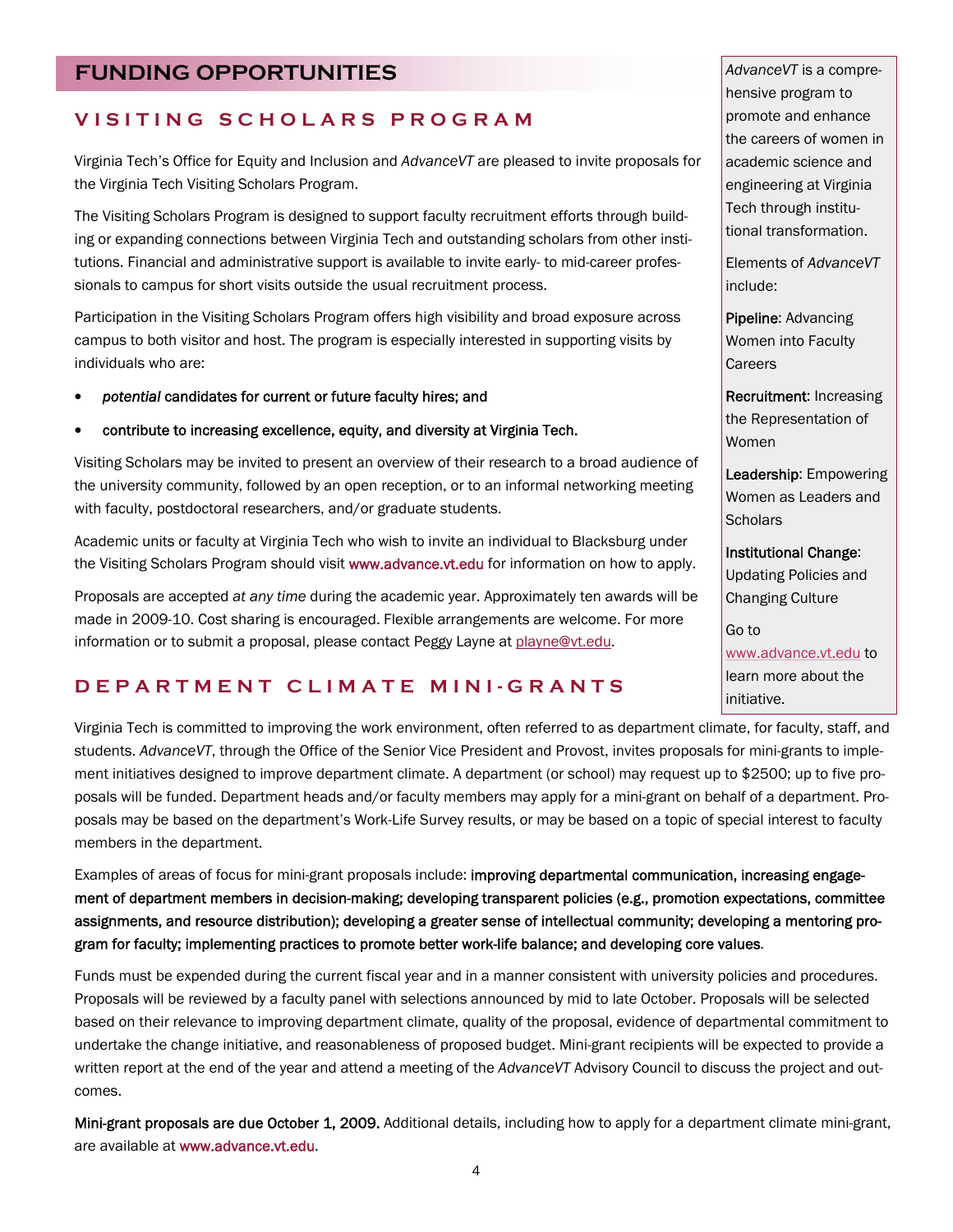# FUNDING OPPORTUNITIES

## VISITING SCHOLARS PROGRAM

Virginia Tech's Office for Equity and Inclusion and *AdvanceVT* are pleased to invite proposals for the Virginia Tech Visiting Scholars Program.

The Visiting Scholars Program is designed to support faculty recruitment efforts through building or expanding connections between Virginia Tech and outstanding scholars from other institutions. Financial and administrative support is available to invite early- to mid-career professionals to campus for short visits outside the usual recruitment process.

Participation in the Visiting Scholars Program offers high visibility and broad exposure across campus to both visitor and host. The program is especially interested in supporting visits by individuals who are:

- ***potential*** **candidates for current or future faculty hires; and**
- **contribute to increasing excellence, equity, and diversity at Virginia Tech.**

Visiting Scholars may be invited to present an overview of their research to a broad audience of the university community, followed by an open reception, or to an informal networking meeting with faculty, postdoctoral researchers, and/or graduate students.

Academic units or faculty at Virginia Tech who wish to invite an individual to Blacksburg under the Visiting Scholars Program should visit www.advance.vt.edu for information on how to apply.

Proposals are accepted *at any time* during the academic year. Approximately ten awards will be made in 2009-10. Cost sharing is encouraged. Flexible arrangements are welcome. For more information or to submit a proposal, please contact Peggy Layne at playne@vt.edu.

## DEPARTMENT CLIMATE MINI-GRANTS

Virginia Tech is committed to improving the work environment, often referred to as department climate, for faculty, staff, and students. *AdvanceVT*, through the Office of the Senior Vice President and Provost, invites proposals for mini-grants to implement initiatives designed to improve department climate. A department (or school) may request up to $2500; up to five proposals will be funded. Department heads and/or faculty members may apply for a mini-grant on behalf of a department. Proposals may be based on the department's Work-Life Survey results, or may be based on a topic of special interest to faculty members in the department.

Examples of areas of focus for mini-grant proposals include: **improving departmental communication, increasing engagement of department members in decision-making; developing transparent policies (e.g., promotion expectations, committee assignments, and resource distribution); developing a greater sense of intellectual community; developing a mentoring program for faculty; implementing practices to promote better work-life balance; and developing core values**.

Funds must be expended during the current fiscal year and in a manner consistent with university policies and procedures. Proposals will be reviewed by a faculty panel with selections announced by mid to late October. Proposals will be selected based on their relevance to improving department climate, quality of the proposal, evidence of departmental commitment to undertake the change initiative, and reasonableness of proposed budget. Mini-grant recipients will be expected to provide a written report at the end of the year and attend a meeting of the *AdvanceVT* Advisory Council to discuss the project and outcomes.

**Mini-grant proposals are due October 1, 2009.** Additional details, including how to apply for a department climate mini-grant, are available at www.advance.vt.edu.

---

*AdvanceVT* is a comprehensive program to promote and enhance the careers of women in academic science and engineering at Virginia Tech through institutional transformation.

Elements of *AdvanceVT* include:

**Pipeline**: Advancing Women into Faculty Careers

**Recruitment**: Increasing the Representation of Women

**Leadership**: Empowering Women as Leaders and Scholars

**Institutional Change**: Updating Policies and Changing Culture

Go to www.advance.vt.edu to learn more about the initiative.